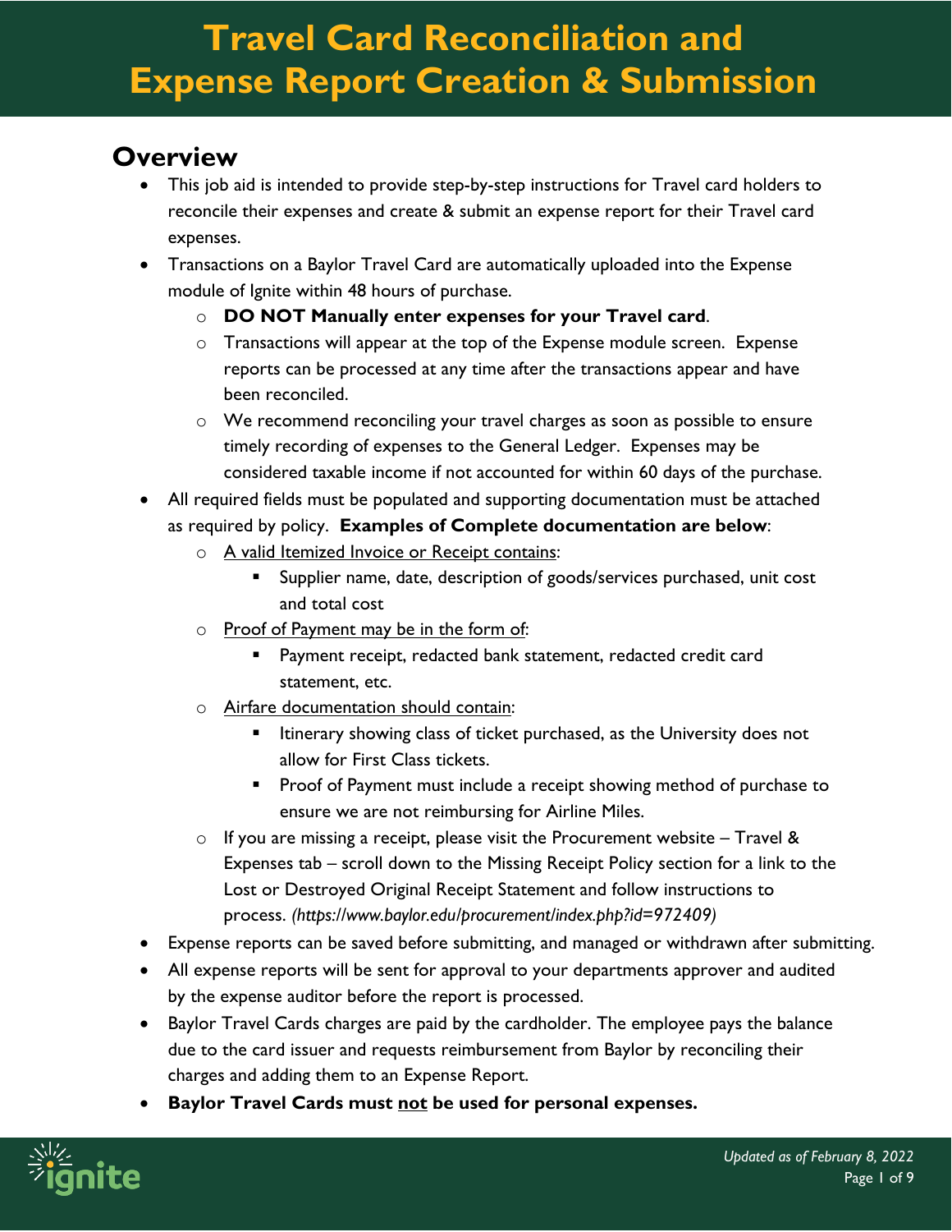# Travel Card Reconciliation and Expense Report Creation & Submission

## Overview

- This job aid is intended to provide step-by-step instructions for Travel card holders to reconcile their expenses and create & submit an expense report for their Travel card expenses.
- Transactions on a Baylor Travel Card are automatically uploaded into the Expense module of Ignite within 48 hours of purchase.
  - **DO NOT Manually enter expenses for your Travel card**.
  - Transactions will appear at the top of the Expense module screen. Expense reports can be processed at any time after the transactions appear and have been reconciled.
  - We recommend reconciling your travel charges as soon as possible to ensure timely recording of expenses to the General Ledger. Expenses may be considered taxable income if not accounted for within 60 days of the purchase.
- All required fields must be populated and supporting documentation must be attached as required by policy. **Examples of Complete documentation are below**:
  - <u>A valid Itemized Invoice or Receipt contains</u>:
    - Supplier name, date, description of goods/services purchased, unit cost and total cost
  - <u>Proof of Payment may be in the form of</u>:
    - Payment receipt, redacted bank statement, redacted credit card statement, etc.
  - <u>Airfare documentation should contain</u>:
    - Itinerary showing class of ticket purchased, as the University does not allow for First Class tickets.
    - Proof of Payment must include a receipt showing method of purchase to ensure we are not reimbursing for Airline Miles.
  - If you are missing a receipt, please visit the Procurement website – Travel & Expenses tab – scroll down to the Missing Receipt Policy section for a link to the Lost or Destroyed Original Receipt Statement and follow instructions to process. *(https://www.baylor.edu/procurement/index.php?id=972409)*
- Expense reports can be saved before submitting, and managed or withdrawn after submitting.
- All expense reports will be sent for approval to your departments approver and audited by the expense auditor before the report is processed.
- Baylor Travel Cards charges are paid by the cardholder. The employee pays the balance due to the card issuer and requests reimbursement from Baylor by reconciling their charges and adding them to an Expense Report.
- **Baylor Travel Cards must <u>not</u> be used for personal expenses.**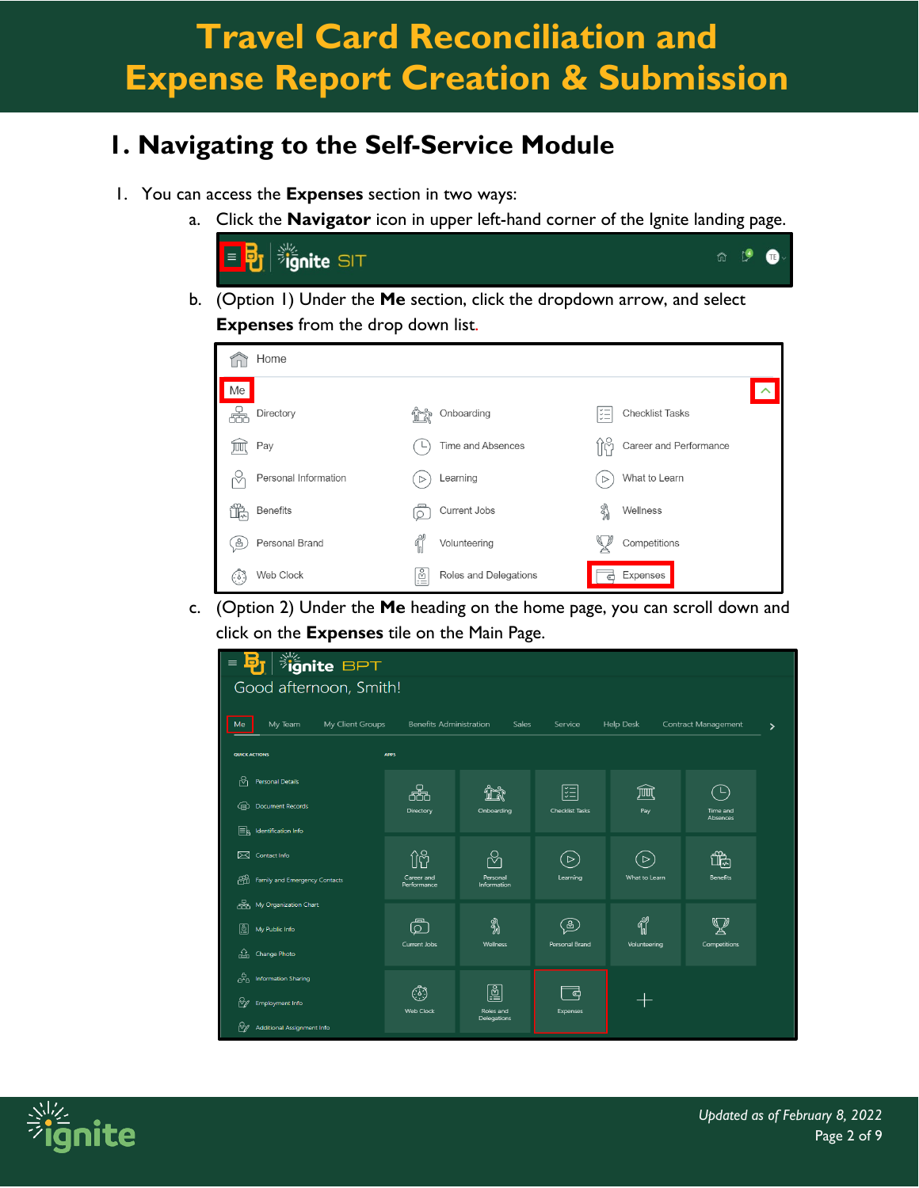# Travel Card Reconciliation and Expense Report Creation & Submission

## 1. Navigating to the Self-Service Module

1. You can access the **Expenses** section in two ways:
   a. Click the **Navigator** icon in upper left-hand corner of the Ignite landing page.
   b. (Option 1) Under the **Me** section, click the dropdown arrow, and select **Expenses** from the drop down list.
   c. (Option 2) Under the **Me** heading on the home page, you can scroll down and click on the **Expenses** tile on the Main Page.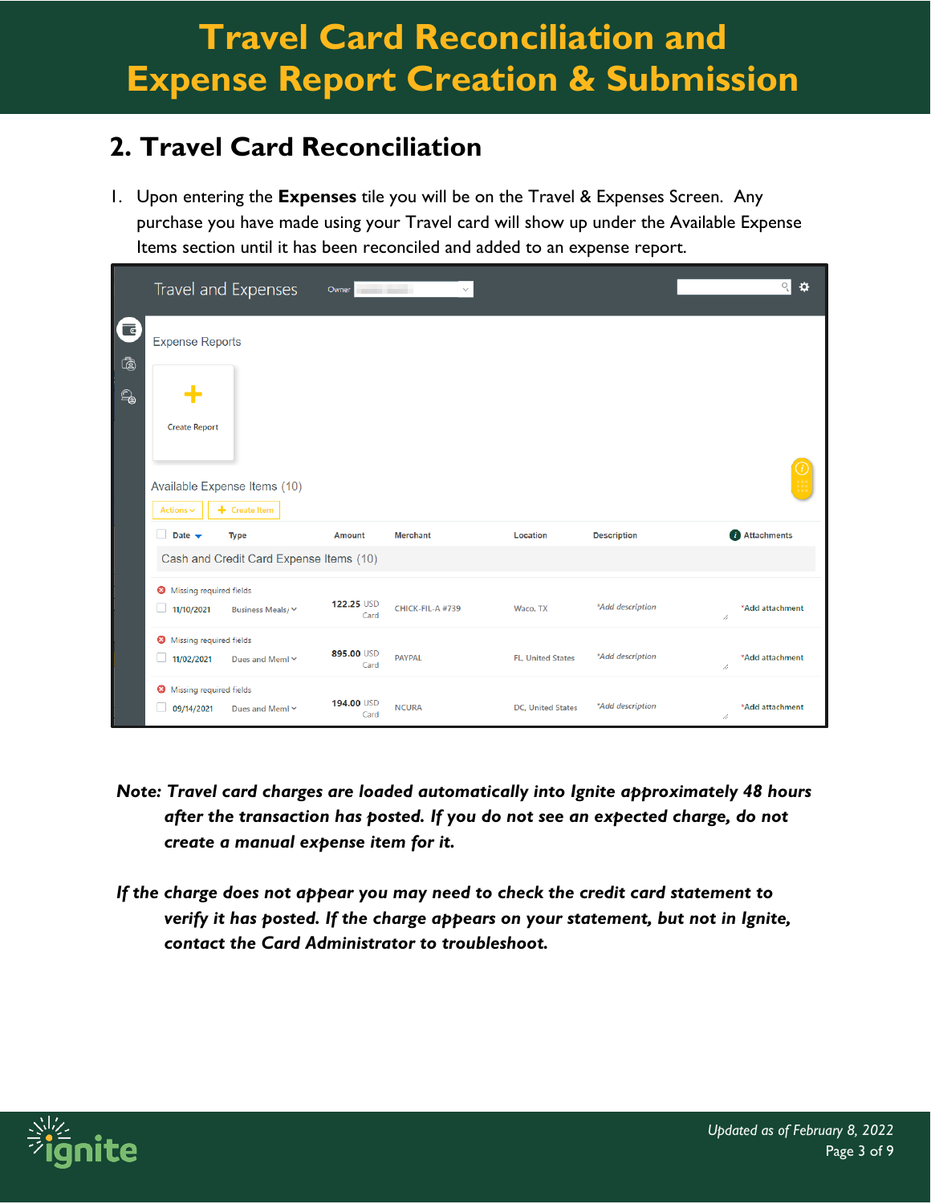# Travel Card Reconciliation and Expense Report Creation & Submission

## 2. Travel Card Reconciliation

1. Upon entering the **Expenses** tile you will be on the Travel & Expenses Screen. Any purchase you have made using your Travel card will show up under the Available Expense Items section until it has been reconciled and added to an expense report.

***Note: Travel card charges are loaded automatically into Ignite approximately 48 hours after the transaction has posted. If you do not see an expected charge, do not create a manual expense item for it.***

***If the charge does not appear you may need to check the credit card statement to verify it has posted. If the charge appears on your statement, but not in Ignite, contact the Card Administrator to troubleshoot.***

*Updated as of February 8, 2022*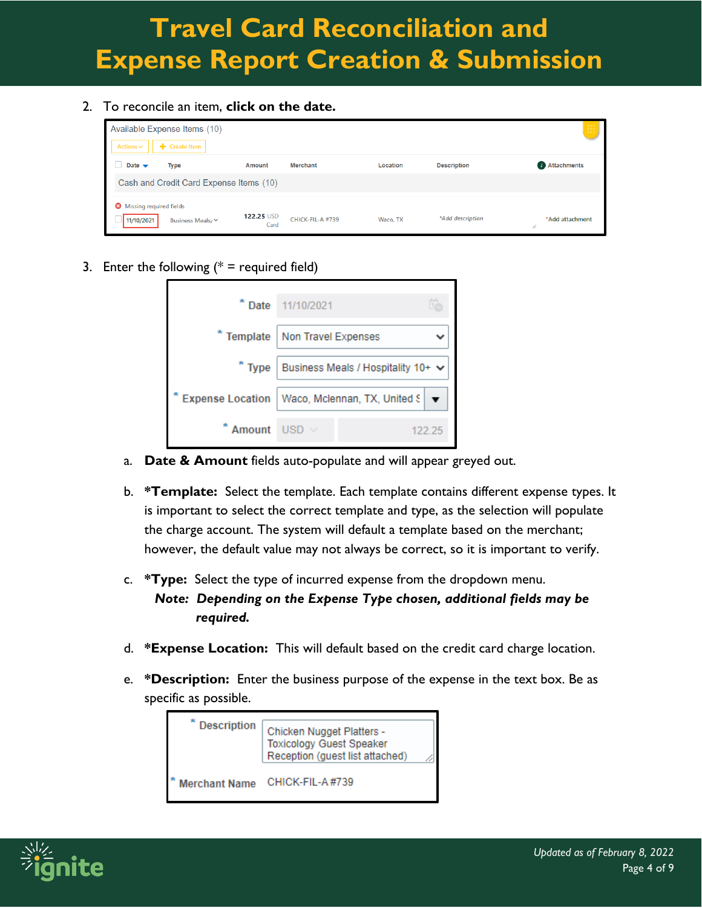# Travel Card Reconciliation and Expense Report Creation & Submission

2. To reconcile an item, **click on the date.**

3. Enter the following (* = required field)

   a. **Date & Amount** fields auto-populate and will appear greyed out.

   b. ***Template:** Select the template. Each template contains different expense types. It is important to select the correct template and type, as the selection will populate the charge account. The system will default a template based on the merchant; however, the default value may not always be correct, so it is important to verify.

   c. ***Type:** Select the type of incurred expense from the dropdown menu.
      ***Note: Depending on the Expense Type chosen, additional fields may be required.***

   d. ***Expense Location:** This will default based on the credit card charge location.

   e. ***Description:** Enter the business purpose of the expense in the text box. Be as specific as possible.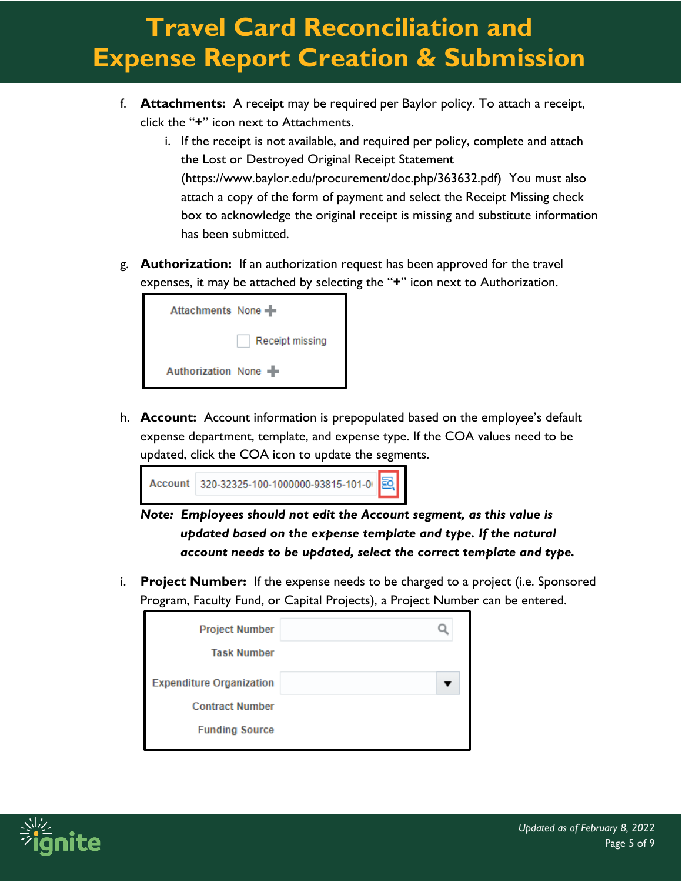f. **Attachments:** A receipt may be required per Baylor policy. To attach a receipt, click the "**+**" icon next to Attachments.

   i. If the receipt is not available, and required per policy, complete and attach the Lost or Destroyed Original Receipt Statement (https://www.baylor.edu/procurement/doc.php/363632.pdf) You must also attach a copy of the form of payment and select the Receipt Missing check box to acknowledge the original receipt is missing and substitute information has been submitted.

g. **Authorization:** If an authorization request has been approved for the travel expenses, it may be attached by selecting the "**+**" icon next to Authorization.

Attachments None +

Receipt missing

Authorization None +

h. **Account:** Account information is prepopulated based on the employee's default expense department, template, and expense type. If the COA values need to be updated, click the COA icon to update the segments.

Account 320-32325-100-1000000-93815-101-0

***Note:* *Employees should not edit the Account segment, as this value is updated based on the expense template and type. If the natural account needs to be updated, select the correct template and type.***

i. **Project Number:** If the expense needs to be charged to a project (i.e. Sponsored Program, Faculty Fund, or Capital Projects), a Project Number can be entered.

Project Number

Task Number

Expenditure Organization

Contract Number

Funding Source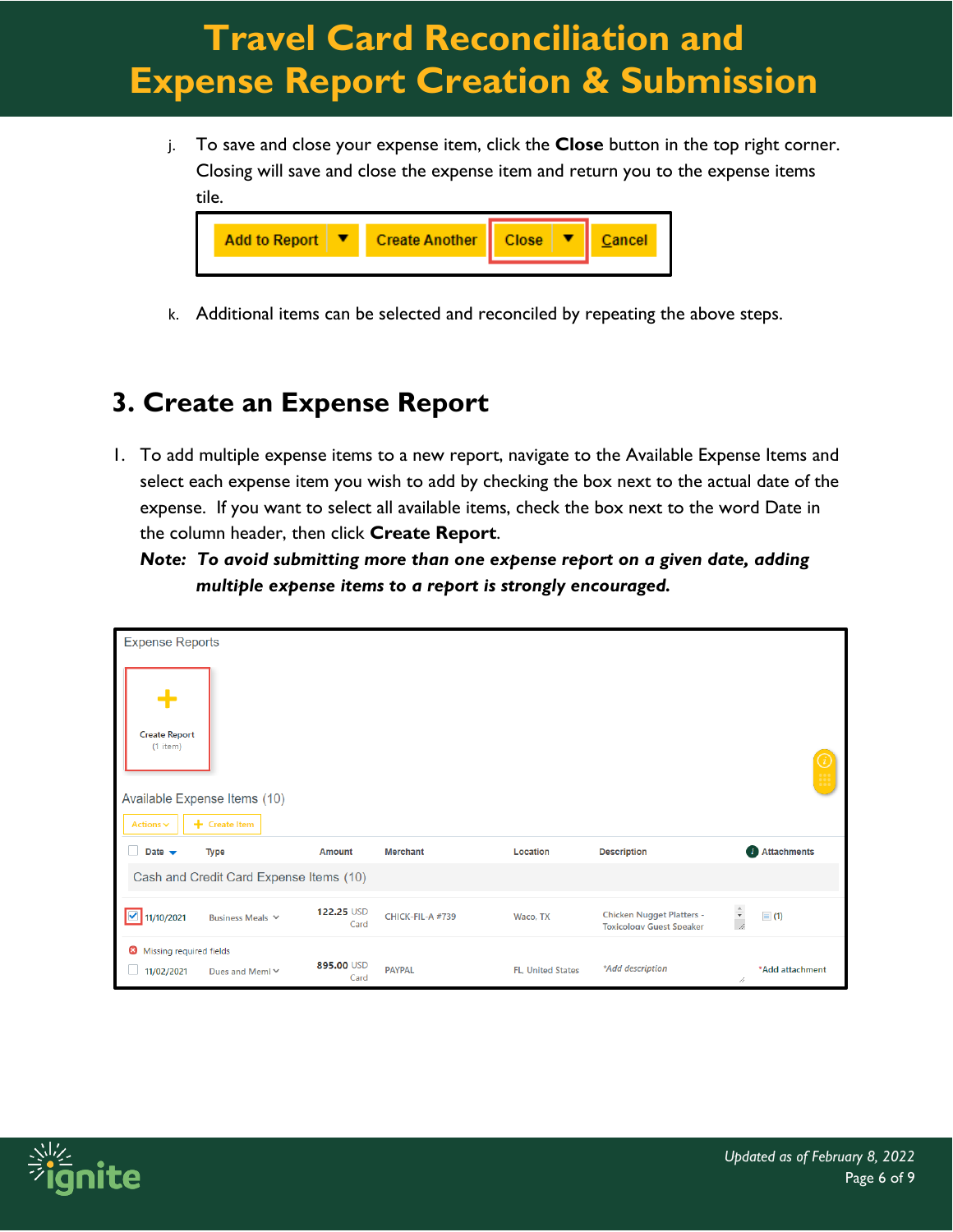j. To save and close your expense item, click the **Close** button in the top right corner. Closing will save and close the expense item and return you to the expense items tile.

k. Additional items can be selected and reconciled by repeating the above steps.

## 3. Create an Expense Report

1. To add multiple expense items to a new report, navigate to the Available Expense Items and select each expense item you wish to add by checking the box next to the actual date of the expense. If you want to select all available items, check the box next to the word Date in the column header, then click **Create Report**.

   ***Note: To avoid submitting more than one expense report on a given date, adding multiple expense items to a report is strongly encouraged.***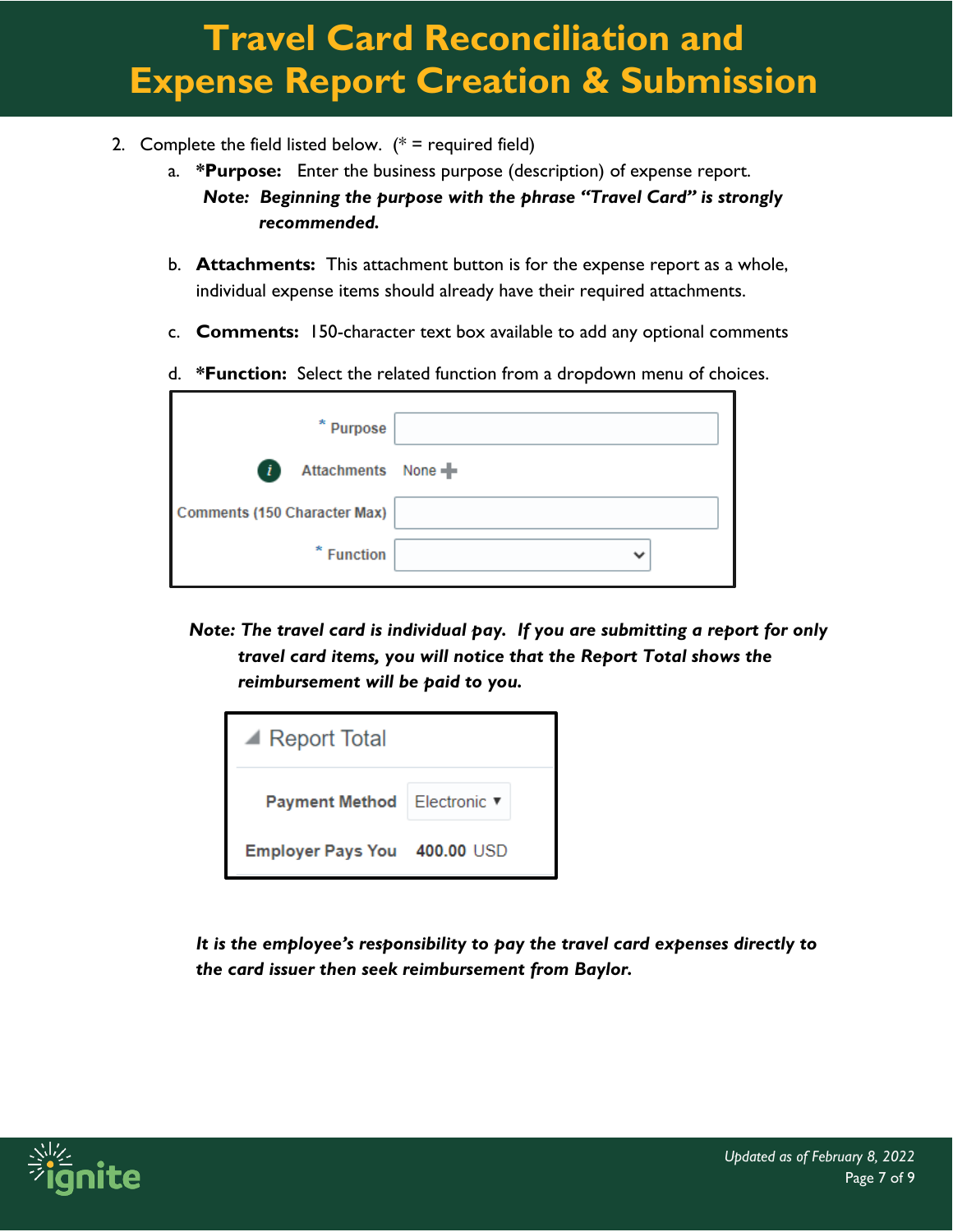2. Complete the field listed below. (* = required field)
   a. ***Purpose:*** Enter the business purpose (description) of expense report.
      ***Note: Beginning the purpose with the phrase "Travel Card" is strongly recommended.***
   b. **Attachments:** This attachment button is for the expense report as a whole, individual expense items should already have their required attachments.
   c. **Comments:** 150-character text box available to add any optional comments
   d. ***Function:*** Select the related function from a dropdown menu of choices.

| Field | Value |
|---|---|
| * Purpose | |
| Attachments | None + |
| Comments (150 Character Max) | |
| * Function | |

***Note: The travel card is individual pay. If you are submitting a report for only travel card items, you will notice that the Report Total shows the reimbursement will be paid to you.***

**Report Total**

| | |
|---|---|
| Payment Method | Electronic |
| Employer Pays You | 400.00 USD |

***It is the employee's responsibility to pay the travel card expenses directly to the card issuer then seek reimbursement from Baylor.***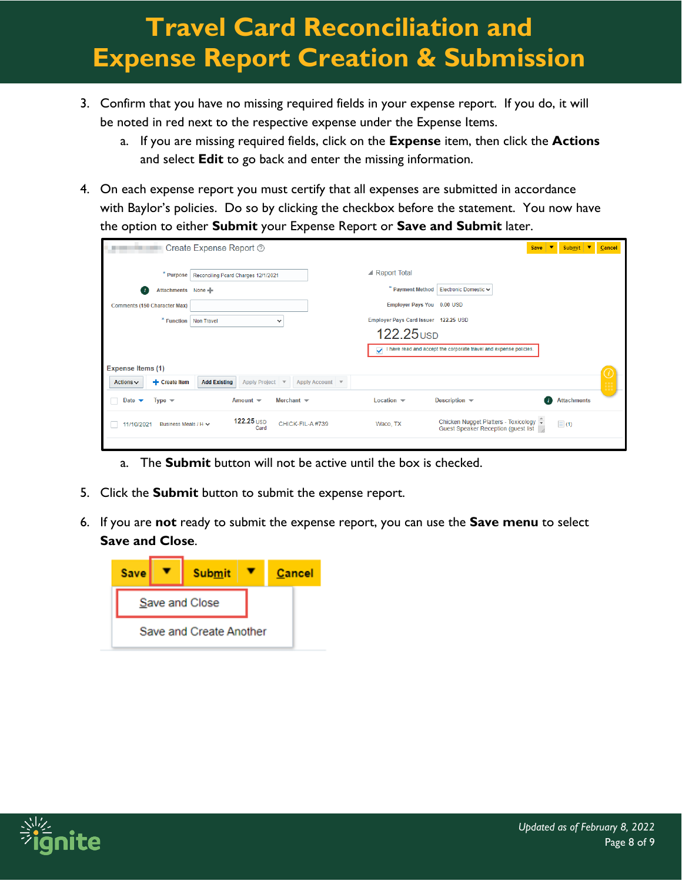3. Confirm that you have no missing required fields in your expense report. If you do, it will be noted in red next to the respective expense under the Expense Items.
   a. If you are missing required fields, click on the **Expense** item, then click the **Actions** and select **Edit** to go back and enter the missing information.

4. On each expense report you must certify that all expenses are submitted in accordance with Baylor's policies. Do so by clicking the checkbox before the statement. You now have the option to either **Submit** your Expense Report or **Save and Submit** later.

   a. The **Submit** button will not be active until the box is checked.

5. Click the **Submit** button to submit the expense report.

6. If you are **not** ready to submit the expense report, you can use the **Save menu** to select **Save and Close**.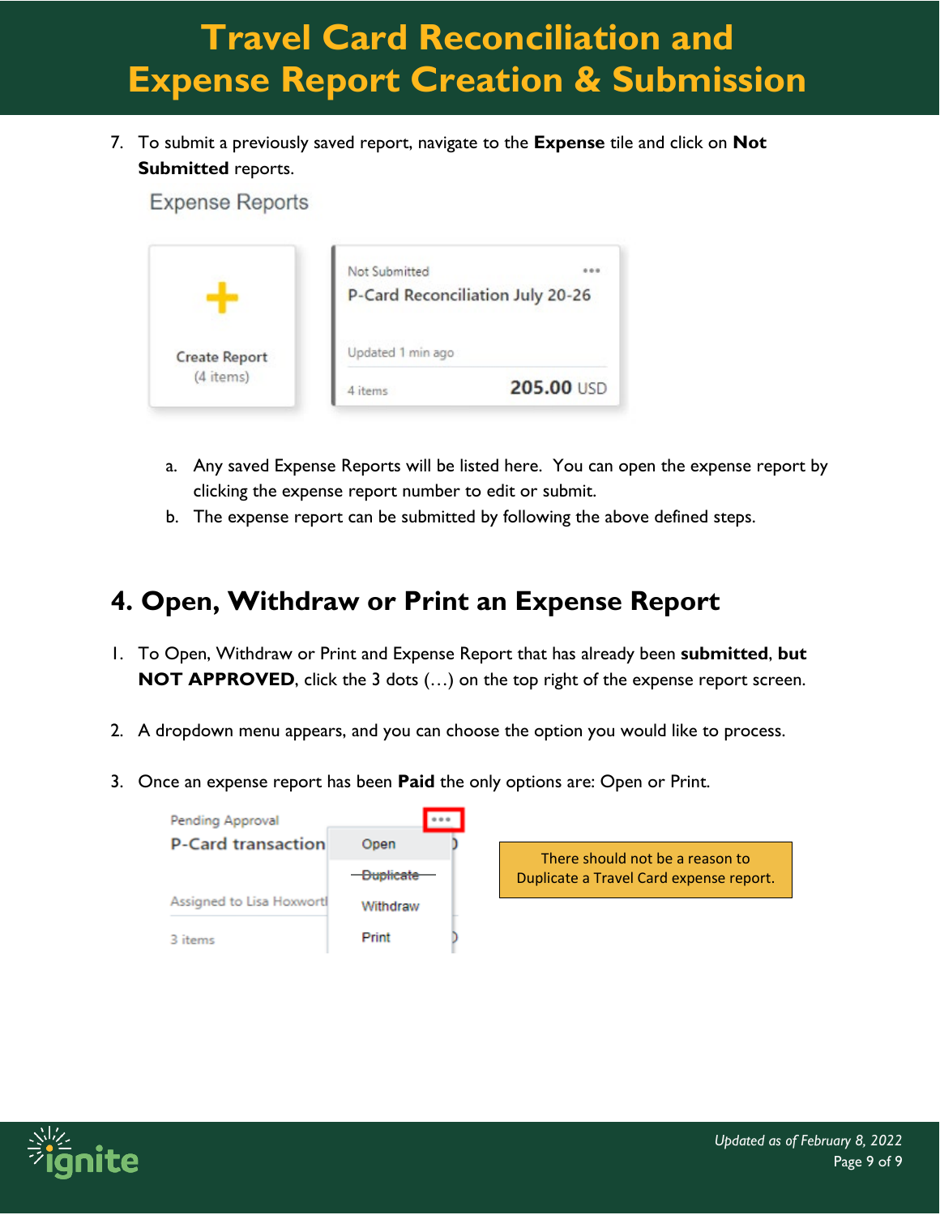7. To submit a previously saved report, navigate to the **Expense** tile and click on **Not Submitted** reports.

Expense Reports

Create Report
(4 items)

Not Submitted
P-Card Reconciliation July 20-26
Updated 1 min ago
4 items
205.00 USD

   a. Any saved Expense Reports will be listed here. You can open the expense report by clicking the expense report number to edit or submit.
   b. The expense report can be submitted by following the above defined steps.

## 4. Open, Withdraw or Print an Expense Report

1. To Open, Withdraw or Print and Expense Report that has already been **submitted**, **but NOT APPROVED**, click the 3 dots (…) on the top right of the expense report screen.

2. A dropdown menu appears, and you can choose the option you would like to process.

3. Once an expense report has been **Paid** the only options are: Open or Print.

Pending Approval
P-Card transaction
Assigned to Lisa Hoxwortl
3 items

Open
~~Duplicate~~
Withdraw
Print

There should not be a reason to Duplicate a Travel Card expense report.